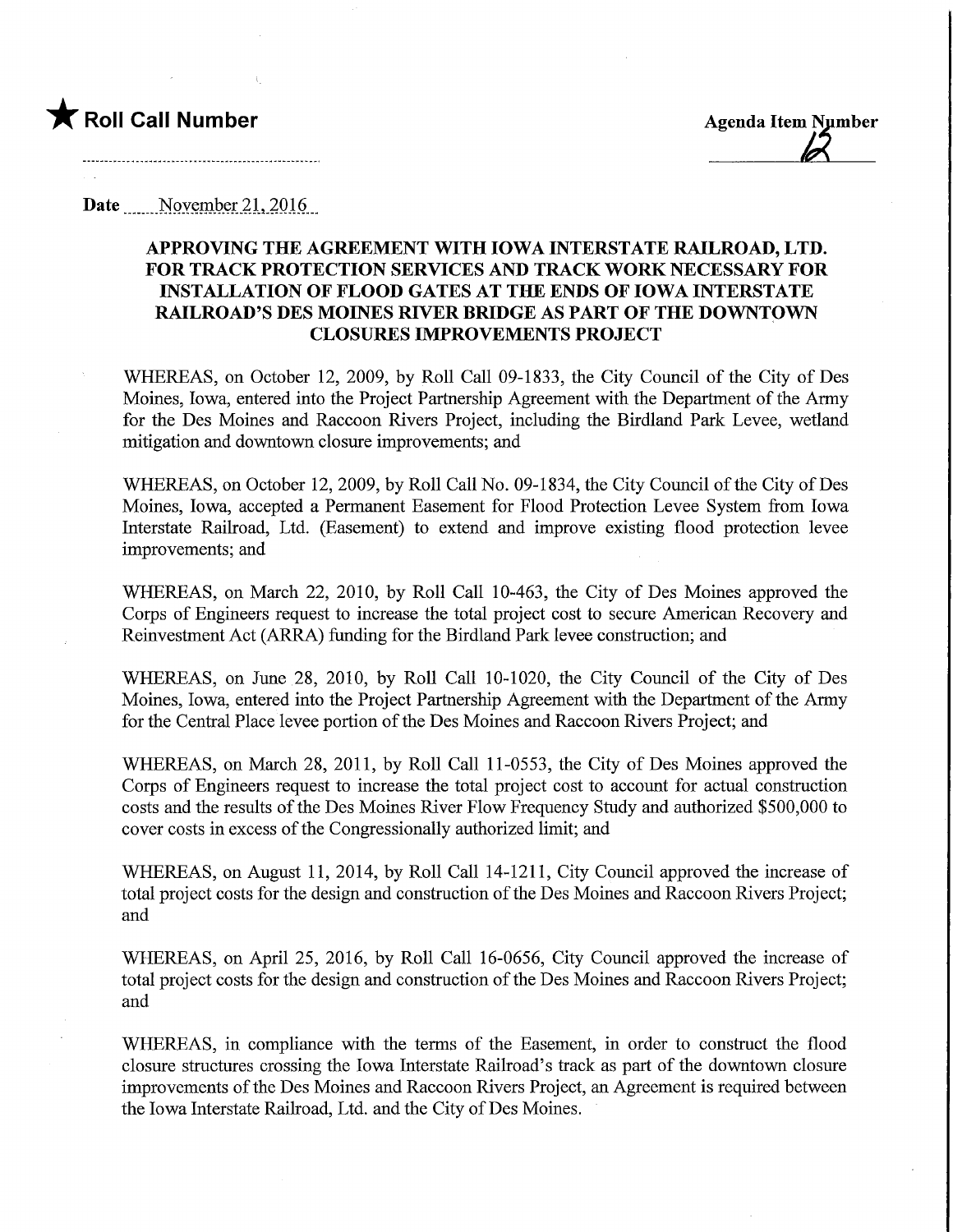★ **Roll Call Number**

**Agenda Item Number**

12

**Date** November 21, 2016

**APPROVING THE AGREEMENT WITH IOWA INTERSTATE RAILROAD, LTD. FOR TRACK PROTECTION SERVICES AND TRACK WORK NECESSARY FOR INSTALLATION OF FLOOD GATES AT THE ENDS OF IOWA INTERSTATE RAILROAD'S DES MOINES RIVER BRIDGE AS PART OF THE DOWNTOWN CLOSURES IMPROVEMENTS PROJECT**

WHEREAS, on October 12, 2009, by Roll Call 09-1833, the City Council of the City of Des Moines, Iowa, entered into the Project Partnership Agreement with the Department of the Army for the Des Moines and Raccoon Rivers Project, including the Birdland Park Levee, wetland mitigation and downtown closure improvements; and

WHEREAS, on October 12, 2009, by Roll Call No. 09-1834, the City Council of the City of Des Moines, Iowa, accepted a Permanent Easement for Flood Protection Levee System from Iowa Interstate Railroad, Ltd. (Easement) to extend and improve existing flood protection levee improvements; and

WHEREAS, on March 22, 2010, by Roll Call 10-463, the City of Des Moines approved the Corps of Engineers request to increase the total project cost to secure American Recovery and Reinvestment Act (ARRA) funding for the Birdland Park levee construction; and

WHEREAS, on June 28, 2010, by Roll Call 10-1020, the City Council of the City of Des Moines, Iowa, entered into the Project Partnership Agreement with the Department of the Army for the Central Place levee portion of the Des Moines and Raccoon Rivers Project; and

WHEREAS, on March 28, 2011, by Roll Call 11-0553, the City of Des Moines approved the Corps of Engineers request to increase the total project cost to account for actual construction costs and the results of the Des Moines River Flow Frequency Study and authorized $500,000 to cover costs in excess of the Congressionally authorized limit; and

WHEREAS, on August 11, 2014, by Roll Call 14-1211, City Council approved the increase of total project costs for the design and construction of the Des Moines and Raccoon Rivers Project; and

WHEREAS, on April 25, 2016, by Roll Call 16-0656, City Council approved the increase of total project costs for the design and construction of the Des Moines and Raccoon Rivers Project; and

WHEREAS, in compliance with the terms of the Easement, in order to construct the flood closure structures crossing the Iowa Interstate Railroad's track as part of the downtown closure improvements of the Des Moines and Raccoon Rivers Project, an Agreement is required between the Iowa Interstate Railroad, Ltd. and the City of Des Moines.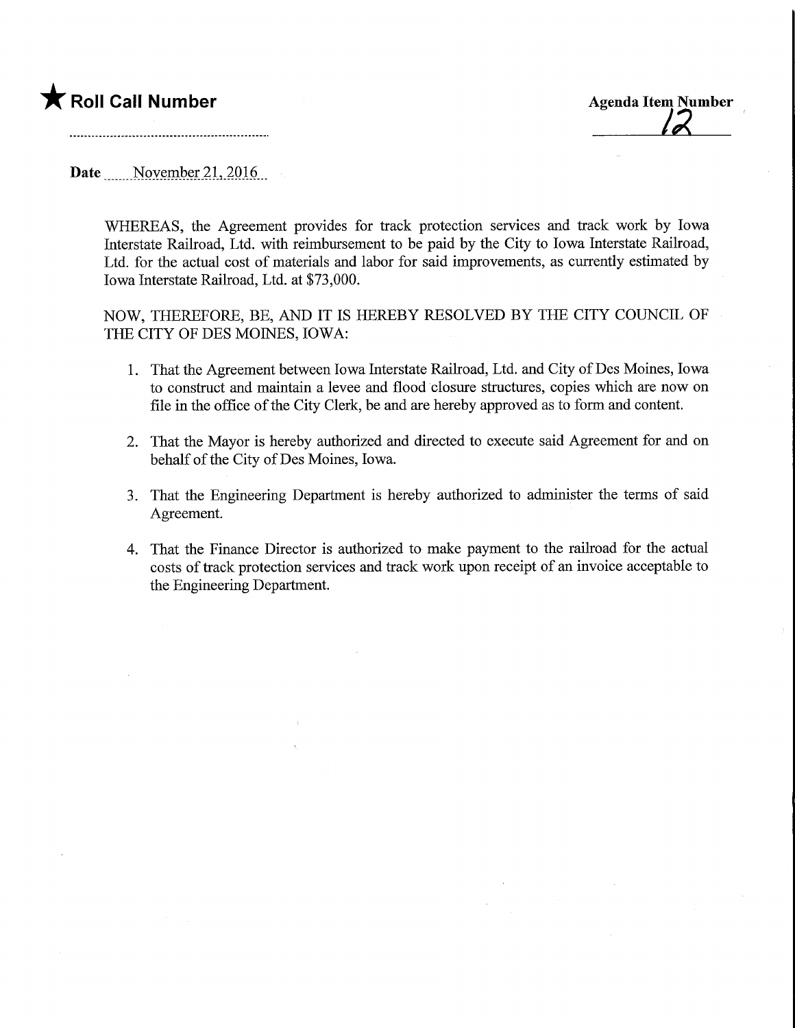★ **Roll Call Number**

**Agenda Item Number**
12

**Date** November 21, 2016

WHEREAS, the Agreement provides for track protection services and track work by Iowa Interstate Railroad, Ltd. with reimbursement to be paid by the City to Iowa Interstate Railroad, Ltd. for the actual cost of materials and labor for said improvements, as currently estimated by Iowa Interstate Railroad, Ltd. at $73,000.

NOW, THEREFORE, BE, AND IT IS HEREBY RESOLVED BY THE CITY COUNCIL OF THE CITY OF DES MOINES, IOWA:

1. That the Agreement between Iowa Interstate Railroad, Ltd. and City of Des Moines, Iowa to construct and maintain a levee and flood closure structures, copies which are now on file in the office of the City Clerk, be and are hereby approved as to form and content.

2. That the Mayor is hereby authorized and directed to execute said Agreement for and on behalf of the City of Des Moines, Iowa.

3. That the Engineering Department is hereby authorized to administer the terms of said Agreement.

4. That the Finance Director is authorized to make payment to the railroad for the actual costs of track protection services and track work upon receipt of an invoice acceptable to the Engineering Department.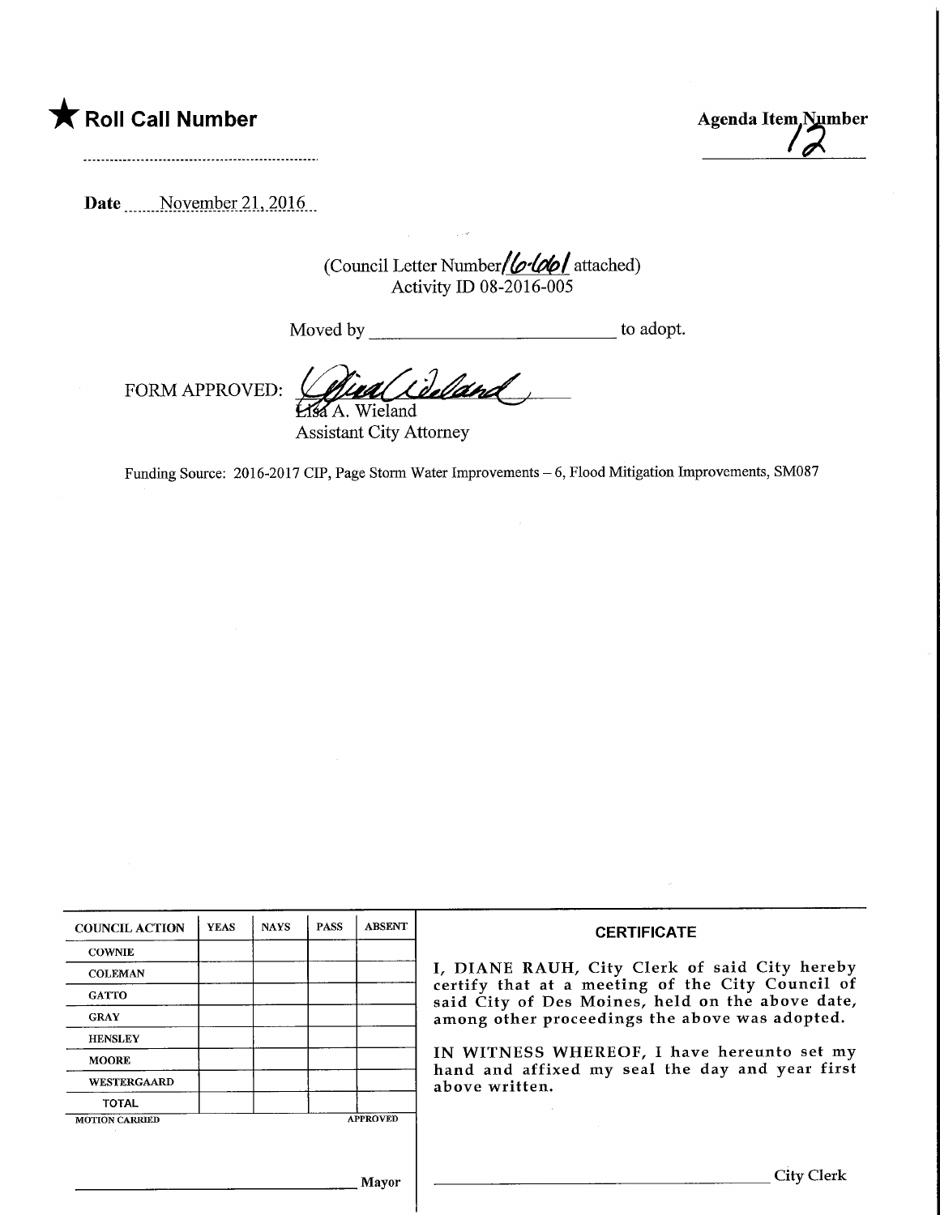★ **Roll Call Number**

..........................................................

**Agenda Item Number**
12

**Date** November 21, 2016

(Council Letter Number 16-661 attached)
Activity ID 08-2016-005

Moved by ________________________ to adopt.

FORM APPROVED: Lisa A. Wieland
Lisa A. Wieland
Assistant City Attorney

Funding Source: 2016-2017 CIP, Page Storm Water Improvements – 6, Flood Mitigation Improvements, SM087

| COUNCIL ACTION | YEAS | NAYS | PASS | ABSENT |
|---|---|---|---|---|
| COWNIE | | | | |
| COLEMAN | | | | |
| GATTO | | | | |
| GRAY | | | | |
| HENSLEY | | | | |
| MOORE | | | | |
| WESTERGAARD | | | | |
| TOTAL | | | | |

MOTION CARRIED APPROVED

________________________ Mayor

**CERTIFICATE**

I, DIANE RAUH, City Clerk of said City hereby certify that at a meeting of the City Council of said City of Des Moines, held on the above date, among other proceedings the above was adopted.

IN WITNESS WHEREOF, I have hereunto set my hand and affixed my seal the day and year first above written.

________________________ City Clerk